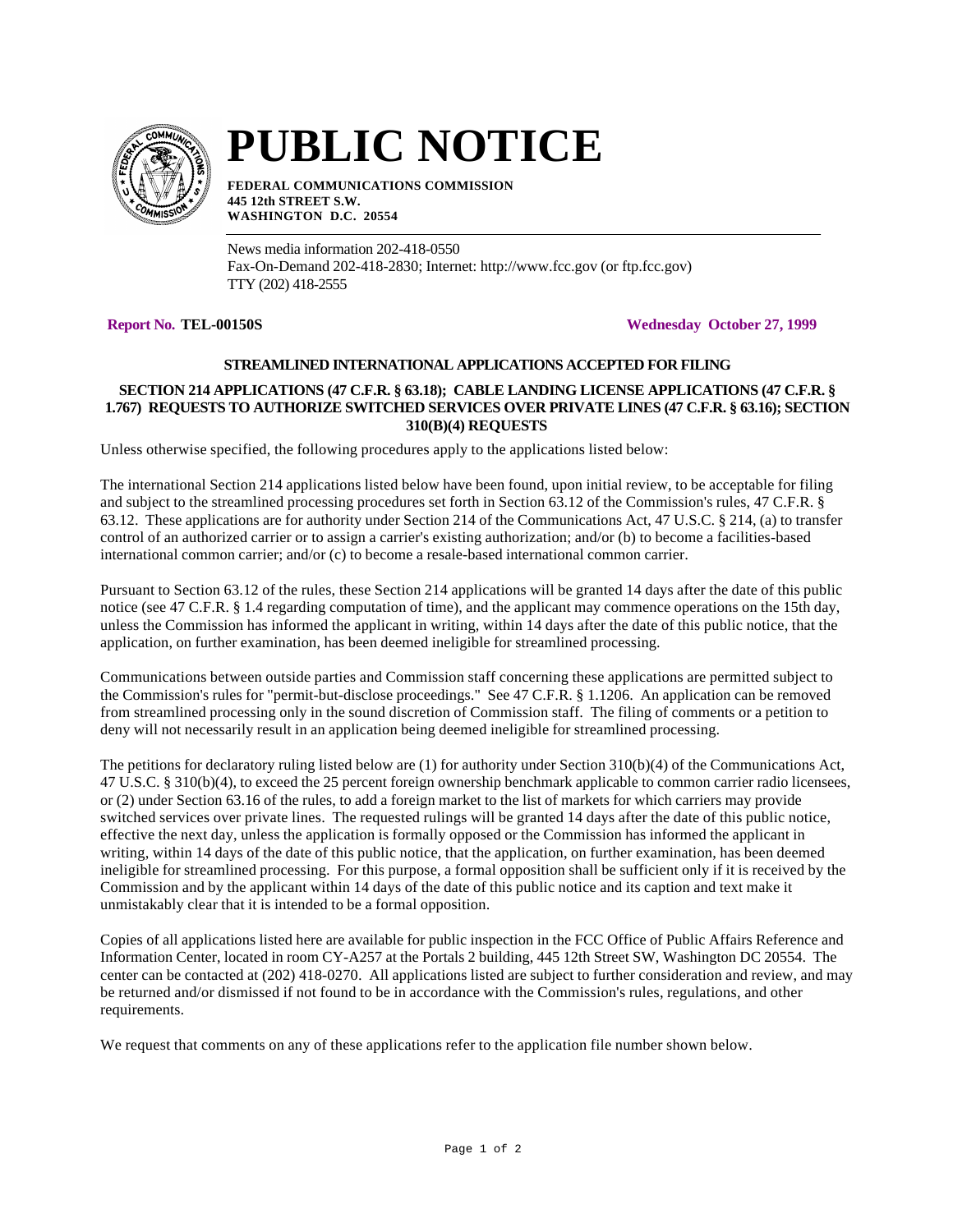# PUBLIC NOTICE

**FEDERAL COMMUNICATIONS COMMISSION**
**445 12th STREET S.W.**
**WASHINGTON D.C. 20554**

News media information 202-418-0550
Fax-On-Demand 202-418-2830; Internet: http://www.fcc.gov (or ftp.fcc.gov)
TTY (202) 418-2555

**Report No. TEL-00150S** **Wednesday October 27, 1999**

### STREAMLINED INTERNATIONAL APPLICATIONS ACCEPTED FOR FILING

### SECTION 214 APPLICATIONS (47 C.F.R. § 63.18); CABLE LANDING LICENSE APPLICATIONS (47 C.F.R. § 1.767) REQUESTS TO AUTHORIZE SWITCHED SERVICES OVER PRIVATE LINES (47 C.F.R. § 63.16); SECTION 310(B)(4) REQUESTS

Unless otherwise specified, the following procedures apply to the applications listed below:

The international Section 214 applications listed below have been found, upon initial review, to be acceptable for filing and subject to the streamlined processing procedures set forth in Section 63.12 of the Commission's rules, 47 C.F.R. § 63.12. These applications are for authority under Section 214 of the Communications Act, 47 U.S.C. § 214, (a) to transfer control of an authorized carrier or to assign a carrier's existing authorization; and/or (b) to become a facilities-based international common carrier; and/or (c) to become a resale-based international common carrier.

Pursuant to Section 63.12 of the rules, these Section 214 applications will be granted 14 days after the date of this public notice (see 47 C.F.R. § 1.4 regarding computation of time), and the applicant may commence operations on the 15th day, unless the Commission has informed the applicant in writing, within 14 days after the date of this public notice, that the application, on further examination, has been deemed ineligible for streamlined processing.

Communications between outside parties and Commission staff concerning these applications are permitted subject to the Commission's rules for "permit-but-disclose proceedings." See 47 C.F.R. § 1.1206. An application can be removed from streamlined processing only in the sound discretion of Commission staff. The filing of comments or a petition to deny will not necessarily result in an application being deemed ineligible for streamlined processing.

The petitions for declaratory ruling listed below are (1) for authority under Section 310(b)(4) of the Communications Act, 47 U.S.C. § 310(b)(4), to exceed the 25 percent foreign ownership benchmark applicable to common carrier radio licensees, or (2) under Section 63.16 of the rules, to add a foreign market to the list of markets for which carriers may provide switched services over private lines. The requested rulings will be granted 14 days after the date of this public notice, effective the next day, unless the application is formally opposed or the Commission has informed the applicant in writing, within 14 days of the date of this public notice, that the application, on further examination, has been deemed ineligible for streamlined processing. For this purpose, a formal opposition shall be sufficient only if it is received by the Commission and by the applicant within 14 days of the date of this public notice and its caption and text make it unmistakably clear that it is intended to be a formal opposition.

Copies of all applications listed here are available for public inspection in the FCC Office of Public Affairs Reference and Information Center, located in room CY-A257 at the Portals 2 building, 445 12th Street SW, Washington DC 20554. The center can be contacted at (202) 418-0270. All applications listed are subject to further consideration and review, and may be returned and/or dismissed if not found to be in accordance with the Commission's rules, regulations, and other requirements.

We request that comments on any of these applications refer to the application file number shown below.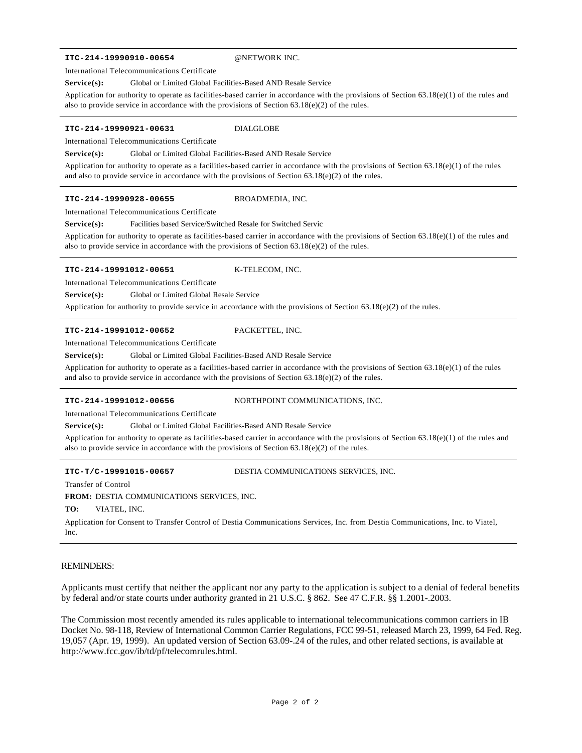**ITC-214-19990910-00654** @NETWORK INC.

International Telecommunications Certificate

**Service(s):** Global or Limited Global Facilities-Based AND Resale Service

Application for authority to operate as facilities-based carrier in accordance with the provisions of Section 63.18(e)(1) of the rules and also to provide service in accordance with the provisions of Section 63.18(e)(2) of the rules.

---

**ITC-214-19990921-00631** DIALGLOBE

International Telecommunications Certificate

**Service(s):** Global or Limited Global Facilities-Based AND Resale Service

Application for authority to operate as a facilities-based carrier in accordance with the provisions of Section 63.18(e)(1) of the rules and also to provide service in accordance with the provisions of Section 63.18(e)(2) of the rules.

---

**ITC-214-19990928-00655** BROADMEDIA, INC.

International Telecommunications Certificate

**Service(s):** Facilities based Service/Switched Resale for Switched Servic

Application for authority to operate as facilities-based carrier in accordance with the provisions of Section 63.18(e)(1) of the rules and also to provide service in accordance with the provisions of Section 63.18(e)(2) of the rules.

---

**ITC-214-19991012-00651** K-TELECOM, INC.

International Telecommunications Certificate

**Service(s):** Global or Limited Global Resale Service

Application for authority to provide service in accordance with the provisions of Section 63.18(e)(2) of the rules.

---

**ITC-214-19991012-00652** PACKETTEL, INC.

International Telecommunications Certificate

**Service(s):** Global or Limited Global Facilities-Based AND Resale Service

Application for authority to operate as a facilities-based carrier in accordance with the provisions of Section 63.18(e)(1) of the rules and also to provide service in accordance with the provisions of Section 63.18(e)(2) of the rules.

---

**ITC-214-19991012-00656** NORTHPOINT COMMUNICATIONS, INC.

International Telecommunications Certificate

**Service(s):** Global or Limited Global Facilities-Based AND Resale Service

Application for authority to operate as facilities-based carrier in accordance with the provisions of Section 63.18(e)(1) of the rules and also to provide service in accordance with the provisions of Section 63.18(e)(2) of the rules.

---

**ITC-T/C-19991015-00657** DESTIA COMMUNICATIONS SERVICES, INC.

Transfer of Control

**FROM:** DESTIA COMMUNICATIONS SERVICES, INC.

**TO:** VIATEL, INC.

Application for Consent to Transfer Control of Destia Communications Services, Inc. from Destia Communications, Inc. to Viatel, Inc.

---

REMINDERS:

Applicants must certify that neither the applicant nor any party to the application is subject to a denial of federal benefits by federal and/or state courts under authority granted in 21 U.S.C. § 862. See 47 C.F.R. §§ 1.2001-.2003.

The Commission most recently amended its rules applicable to international telecommunications common carriers in IB Docket No. 98-118, Review of International Common Carrier Regulations, FCC 99-51, released March 23, 1999, 64 Fed. Reg. 19,057 (Apr. 19, 1999). An updated version of Section 63.09-.24 of the rules, and other related sections, is available at http://www.fcc.gov/ib/td/pf/telecomrules.html.